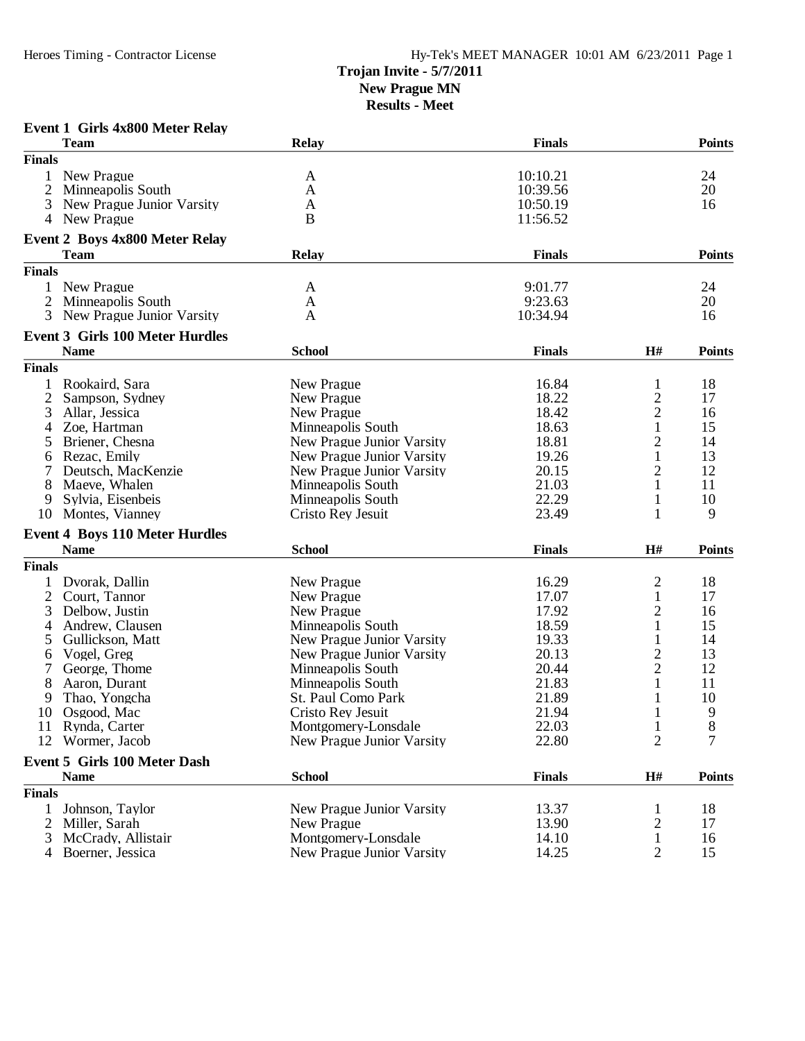**Trojan Invite - 5/7/2011**
**New Prague MN**
**Results - Meet**

### Event 1 Girls 4x800 Meter Relay

| | Team | Relay | Finals | Points |
|---|---|---|---|---|
| **Finals** | | | | |
| 1 | New Prague | A | 10:10.21 | 24 |
| 2 | Minneapolis South | A | 10:39.56 | 20 |
| 3 | New Prague Junior Varsity | A | 10:50.19 | 16 |
| 4 | New Prague | B | 11:56.52 | |

### Event 2 Boys 4x800 Meter Relay

| | Team | Relay | Finals | Points |
|---|---|---|---|---|
| **Finals** | | | | |
| 1 | New Prague | A | 9:01.77 | 24 |
| 2 | Minneapolis South | A | 9:23.63 | 20 |
| 3 | New Prague Junior Varsity | A | 10:34.94 | 16 |

### Event 3 Girls 100 Meter Hurdles

| | Name | School | Finals | H# | Points |
|---|---|---|---|---|---|
| **Finals** | | | | | |
| 1 | Rookaird, Sara | New Prague | 16.84 | 1 | 18 |
| 2 | Sampson, Sydney | New Prague | 18.22 | 2 | 17 |
| 3 | Allar, Jessica | New Prague | 18.42 | 2 | 16 |
| 4 | Zoe, Hartman | Minneapolis South | 18.63 | 1 | 15 |
| 5 | Briener, Chesna | New Prague Junior Varsity | 18.81 | 2 | 14 |
| 6 | Rezac, Emily | New Prague Junior Varsity | 19.26 | 1 | 13 |
| 7 | Deutsch, MacKenzie | New Prague Junior Varsity | 20.15 | 2 | 12 |
| 8 | Maeve, Whalen | Minneapolis South | 21.03 | 1 | 11 |
| 9 | Sylvia, Eisenbeis | Minneapolis South | 22.29 | 1 | 10 |
| 10 | Montes, Vianney | Cristo Rey Jesuit | 23.49 | 1 | 9 |

### Event 4 Boys 110 Meter Hurdles

| | Name | School | Finals | H# | Points |
|---|---|---|---|---|---|
| **Finals** | | | | | |
| 1 | Dvorak, Dallin | New Prague | 16.29 | 2 | 18 |
| 2 | Court, Tannor | New Prague | 17.07 | 1 | 17 |
| 3 | Delbow, Justin | New Prague | 17.92 | 2 | 16 |
| 4 | Andrew, Clausen | Minneapolis South | 18.59 | 1 | 15 |
| 5 | Gullickson, Matt | New Prague Junior Varsity | 19.33 | 1 | 14 |
| 6 | Vogel, Greg | New Prague Junior Varsity | 20.13 | 2 | 13 |
| 7 | George, Thome | Minneapolis South | 20.44 | 2 | 12 |
| 8 | Aaron, Durant | Minneapolis South | 21.83 | 1 | 11 |
| 9 | Thao, Yongcha | St. Paul Como Park | 21.89 | 1 | 10 |
| 10 | Osgood, Mac | Cristo Rey Jesuit | 21.94 | 1 | 9 |
| 11 | Rynda, Carter | Montgomery-Lonsdale | 22.03 | 1 | 8 |
| 12 | Wormer, Jacob | New Prague Junior Varsity | 22.80 | 2 | 7 |

### Event 5 Girls 100 Meter Dash

| | Name | School | Finals | H# | Points |
|---|---|---|---|---|---|
| **Finals** | | | | | |
| 1 | Johnson, Taylor | New Prague Junior Varsity | 13.37 | 1 | 18 |
| 2 | Miller, Sarah | New Prague | 13.90 | 2 | 17 |
| 3 | McCrady, Allistair | Montgomery-Lonsdale | 14.10 | 1 | 16 |
| 4 | Boerner, Jessica | New Prague Junior Varsity | 14.25 | 2 | 15 |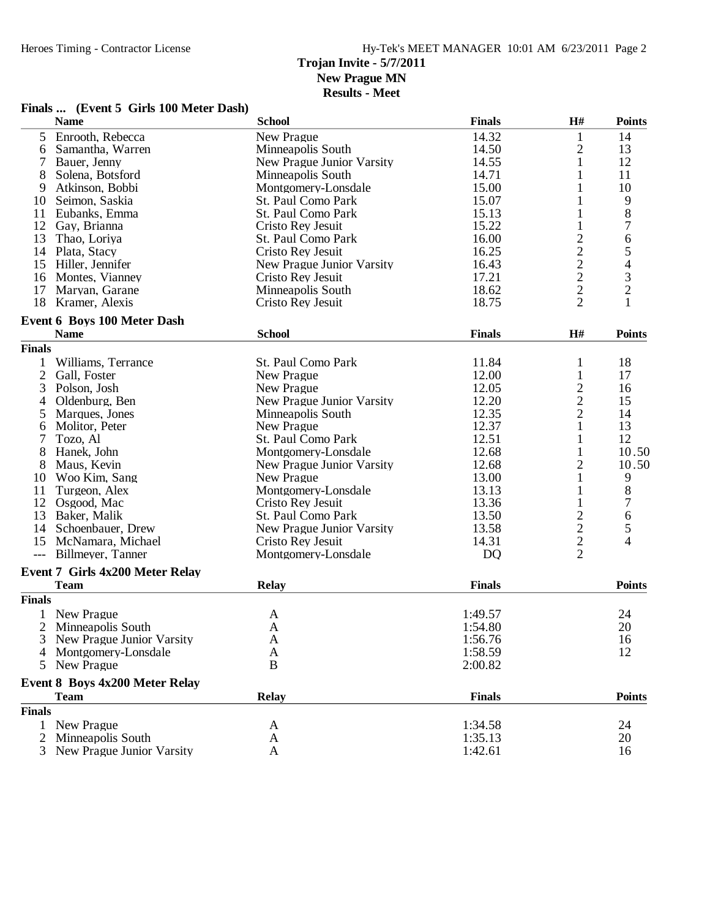## Trojan Invite - 5/7/2011
## New Prague MN
## Results - Meet

### Finals ... (Event 5 Girls 100 Meter Dash)

| | Name | School | Finals | H# | Points |
|---|---|---|---|---|---|
| 5 | Enrooth, Rebecca | New Prague | 14.32 | 1 | 14 |
| 6 | Samantha, Warren | Minneapolis South | 14.50 | 2 | 13 |
| 7 | Bauer, Jenny | New Prague Junior Varsity | 14.55 | 1 | 12 |
| 8 | Solena, Botsford | Minneapolis South | 14.71 | 1 | 11 |
| 9 | Atkinson, Bobbi | Montgomery-Lonsdale | 15.00 | 1 | 10 |
| 10 | Seimon, Saskia | St. Paul Como Park | 15.07 | 1 | 9 |
| 11 | Eubanks, Emma | St. Paul Como Park | 15.13 | 1 | 8 |
| 12 | Gay, Brianna | Cristo Rey Jesuit | 15.22 | 1 | 7 |
| 13 | Thao, Loriya | St. Paul Como Park | 16.00 | 2 | 6 |
| 14 | Plata, Stacy | Cristo Rey Jesuit | 16.25 | 2 | 5 |
| 15 | Hiller, Jennifer | New Prague Junior Varsity | 16.43 | 2 | 4 |
| 16 | Montes, Vianney | Cristo Rey Jesuit | 17.21 | 2 | 3 |
| 17 | Maryan, Garane | Minneapolis South | 18.62 | 2 | 2 |
| 18 | Kramer, Alexis | Cristo Rey Jesuit | 18.75 | 2 | 1 |

### Event 6 Boys 100 Meter Dash

| | Name | School | Finals | H# | Points |
|---|---|---|---|---|---|
| **Finals** | | | | | |
| 1 | Williams, Terrance | St. Paul Como Park | 11.84 | 1 | 18 |
| 2 | Gall, Foster | New Prague | 12.00 | 1 | 17 |
| 3 | Polson, Josh | New Prague | 12.05 | 2 | 16 |
| 4 | Oldenburg, Ben | New Prague Junior Varsity | 12.20 | 2 | 15 |
| 5 | Marques, Jones | Minneapolis South | 12.35 | 2 | 14 |
| 6 | Molitor, Peter | New Prague | 12.37 | 1 | 13 |
| 7 | Tozo, Al | St. Paul Como Park | 12.51 | 1 | 12 |
| 8 | Hanek, John | Montgomery-Lonsdale | 12.68 | 1 | 10.50 |
| 8 | Maus, Kevin | New Prague Junior Varsity | 12.68 | 2 | 10.50 |
| 10 | Woo Kim, Sang | New Prague | 13.00 | 1 | 9 |
| 11 | Turgeon, Alex | Montgomery-Lonsdale | 13.13 | 1 | 8 |
| 12 | Osgood, Mac | Cristo Rey Jesuit | 13.36 | 1 | 7 |
| 13 | Baker, Malik | St. Paul Como Park | 13.50 | 2 | 6 |
| 14 | Schoenbauer, Drew | New Prague Junior Varsity | 13.58 | 2 | 5 |
| 15 | McNamara, Michael | Cristo Rey Jesuit | 14.31 | 2 | 4 |
| --- | Billmeyer, Tanner | Montgomery-Lonsdale | DQ | 2 | |

### Event 7 Girls 4x200 Meter Relay

| | Team | Relay | Finals | Points |
|---|---|---|---|---|
| **Finals** | | | | |
| 1 | New Prague | A | 1:49.57 | 24 |
| 2 | Minneapolis South | A | 1:54.80 | 20 |
| 3 | New Prague Junior Varsity | A | 1:56.76 | 16 |
| 4 | Montgomery-Lonsdale | A | 1:58.59 | 12 |
| 5 | New Prague | B | 2:00.82 | |

### Event 8 Boys 4x200 Meter Relay

| | Team | Relay | Finals | Points |
|---|---|---|---|---|
| **Finals** | | | | |
| 1 | New Prague | A | 1:34.58 | 24 |
| 2 | Minneapolis South | A | 1:35.13 | 20 |
| 3 | New Prague Junior Varsity | A | 1:42.61 | 16 |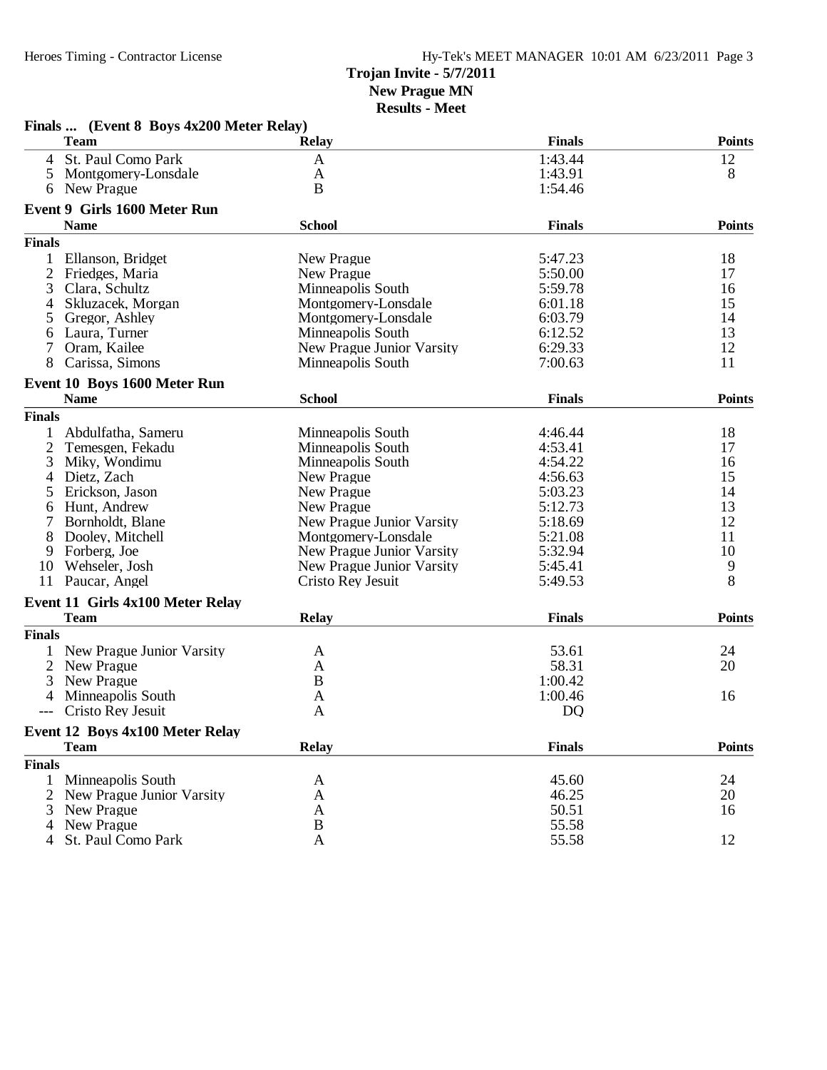**Trojan Invite - 5/7/2011**
**New Prague MN**
**Results - Meet**

### Finals ... (Event 8 Boys 4x200 Meter Relay)

| | Team | Relay | Finals | Points |
|---|---|---|---|---|
| 4 | St. Paul Como Park | A | 1:43.44 | 12 |
| 5 | Montgomery-Lonsdale | A | 1:43.91 | 8 |
| 6 | New Prague | B | 1:54.46 | |

### Event 9 Girls 1600 Meter Run

| | Name | School | Finals | Points |
|---|---|---|---|---|
| **Finals** | | | | |
| 1 | Ellanson, Bridget | New Prague | 5:47.23 | 18 |
| 2 | Friedges, Maria | New Prague | 5:50.00 | 17 |
| 3 | Clara, Schultz | Minneapolis South | 5:59.78 | 16 |
| 4 | Skluzacek, Morgan | Montgomery-Lonsdale | 6:01.18 | 15 |
| 5 | Gregor, Ashley | Montgomery-Lonsdale | 6:03.79 | 14 |
| 6 | Laura, Turner | Minneapolis South | 6:12.52 | 13 |
| 7 | Oram, Kailee | New Prague Junior Varsity | 6:29.33 | 12 |
| 8 | Carissa, Simons | Minneapolis South | 7:00.63 | 11 |

### Event 10 Boys 1600 Meter Run

| | Name | School | Finals | Points |
|---|---|---|---|---|
| **Finals** | | | | |
| 1 | Abdulfatha, Sameru | Minneapolis South | 4:46.44 | 18 |
| 2 | Temesgen, Fekadu | Minneapolis South | 4:53.41 | 17 |
| 3 | Miky, Wondimu | Minneapolis South | 4:54.22 | 16 |
| 4 | Dietz, Zach | New Prague | 4:56.63 | 15 |
| 5 | Erickson, Jason | New Prague | 5:03.23 | 14 |
| 6 | Hunt, Andrew | New Prague | 5:12.73 | 13 |
| 7 | Bornholdt, Blane | New Prague Junior Varsity | 5:18.69 | 12 |
| 8 | Dooley, Mitchell | Montgomery-Lonsdale | 5:21.08 | 11 |
| 9 | Forberg, Joe | New Prague Junior Varsity | 5:32.94 | 10 |
| 10 | Wehseler, Josh | New Prague Junior Varsity | 5:45.41 | 9 |
| 11 | Paucar, Angel | Cristo Rey Jesuit | 5:49.53 | 8 |

### Event 11 Girls 4x100 Meter Relay

| | Team | Relay | Finals | Points |
|---|---|---|---|---|
| **Finals** | | | | |
| 1 | New Prague Junior Varsity | A | 53.61 | 24 |
| 2 | New Prague | A | 58.31 | 20 |
| 3 | New Prague | B | 1:00.42 | |
| 4 | Minneapolis South | A | 1:00.46 | 16 |
| --- | Cristo Rey Jesuit | A | DQ | |

### Event 12 Boys 4x100 Meter Relay

| | Team | Relay | Finals | Points |
|---|---|---|---|---|
| **Finals** | | | | |
| 1 | Minneapolis South | A | 45.60 | 24 |
| 2 | New Prague Junior Varsity | A | 46.25 | 20 |
| 3 | New Prague | A | 50.51 | 16 |
| 4 | New Prague | B | 55.58 | |
| 4 | St. Paul Como Park | A | 55.58 | 12 |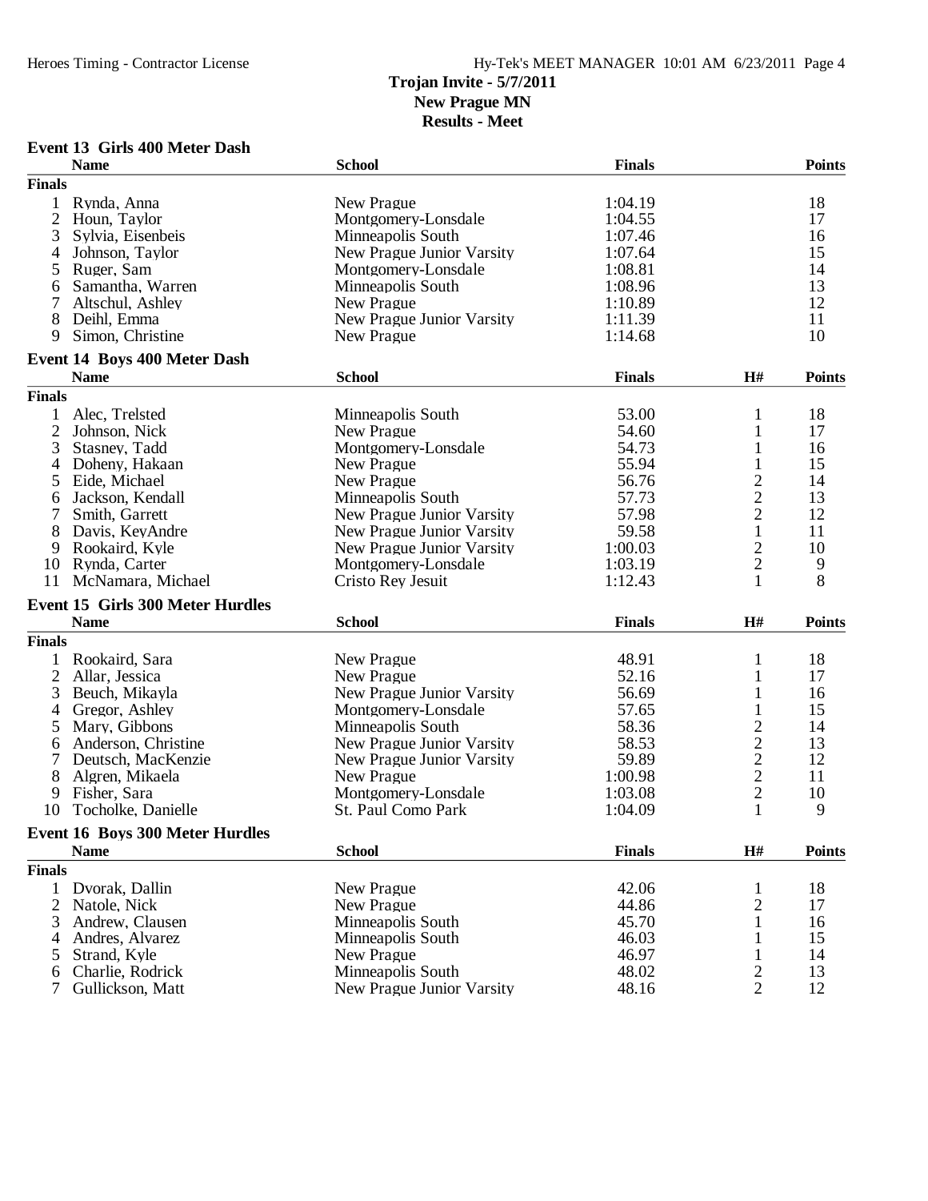**Trojan Invite - 5/7/2011**
**New Prague MN**
**Results - Meet**

### Event 13 Girls 400 Meter Dash

| | Name | School | Finals | Points |
|---|---|---|---|---|
| **Finals** | | | | |
| 1 | Rynda, Anna | New Prague | 1:04.19 | 18 |
| 2 | Houn, Taylor | Montgomery-Lonsdale | 1:04.55 | 17 |
| 3 | Sylvia, Eisenbeis | Minneapolis South | 1:07.46 | 16 |
| 4 | Johnson, Taylor | New Prague Junior Varsity | 1:07.64 | 15 |
| 5 | Ruger, Sam | Montgomery-Lonsdale | 1:08.81 | 14 |
| 6 | Samantha, Warren | Minneapolis South | 1:08.96 | 13 |
| 7 | Altschul, Ashley | New Prague | 1:10.89 | 12 |
| 8 | Deihl, Emma | New Prague Junior Varsity | 1:11.39 | 11 |
| 9 | Simon, Christine | New Prague | 1:14.68 | 10 |

### Event 14 Boys 400 Meter Dash

| | Name | School | Finals | H# | Points |
|---|---|---|---|---|---|
| **Finals** | | | | | |
| 1 | Alec, Trelsted | Minneapolis South | 53.00 | 1 | 18 |
| 2 | Johnson, Nick | New Prague | 54.60 | 1 | 17 |
| 3 | Stasney, Tadd | Montgomery-Lonsdale | 54.73 | 1 | 16 |
| 4 | Doheny, Hakaan | New Prague | 55.94 | 1 | 15 |
| 5 | Eide, Michael | New Prague | 56.76 | 2 | 14 |
| 6 | Jackson, Kendall | Minneapolis South | 57.73 | 2 | 13 |
| 7 | Smith, Garrett | New Prague Junior Varsity | 57.98 | 2 | 12 |
| 8 | Davis, KeyAndre | New Prague Junior Varsity | 59.58 | 1 | 11 |
| 9 | Rookaird, Kyle | New Prague Junior Varsity | 1:00.03 | 2 | 10 |
| 10 | Rynda, Carter | Montgomery-Lonsdale | 1:03.19 | 2 | 9 |
| 11 | McNamara, Michael | Cristo Rey Jesuit | 1:12.43 | 1 | 8 |

### Event 15 Girls 300 Meter Hurdles

| | Name | School | Finals | H# | Points |
|---|---|---|---|---|---|
| **Finals** | | | | | |
| 1 | Rookaird, Sara | New Prague | 48.91 | 1 | 18 |
| 2 | Allar, Jessica | New Prague | 52.16 | 1 | 17 |
| 3 | Beuch, Mikayla | New Prague Junior Varsity | 56.69 | 1 | 16 |
| 4 | Gregor, Ashley | Montgomery-Lonsdale | 57.65 | 1 | 15 |
| 5 | Mary, Gibbons | Minneapolis South | 58.36 | 2 | 14 |
| 6 | Anderson, Christine | New Prague Junior Varsity | 58.53 | 2 | 13 |
| 7 | Deutsch, MacKenzie | New Prague Junior Varsity | 59.89 | 2 | 12 |
| 8 | Algren, Mikaela | New Prague | 1:00.98 | 2 | 11 |
| 9 | Fisher, Sara | Montgomery-Lonsdale | 1:03.08 | 2 | 10 |
| 10 | Tocholke, Danielle | St. Paul Como Park | 1:04.09 | 1 | 9 |

### Event 16 Boys 300 Meter Hurdles

| | Name | School | Finals | H# | Points |
|---|---|---|---|---|---|
| **Finals** | | | | | |
| 1 | Dvorak, Dallin | New Prague | 42.06 | 1 | 18 |
| 2 | Natole, Nick | New Prague | 44.86 | 2 | 17 |
| 3 | Andrew, Clausen | Minneapolis South | 45.70 | 1 | 16 |
| 4 | Andres, Alvarez | Minneapolis South | 46.03 | 1 | 15 |
| 5 | Strand, Kyle | New Prague | 46.97 | 1 | 14 |
| 6 | Charlie, Rodrick | Minneapolis South | 48.02 | 2 | 13 |
| 7 | Gullickson, Matt | New Prague Junior Varsity | 48.16 | 2 | 12 |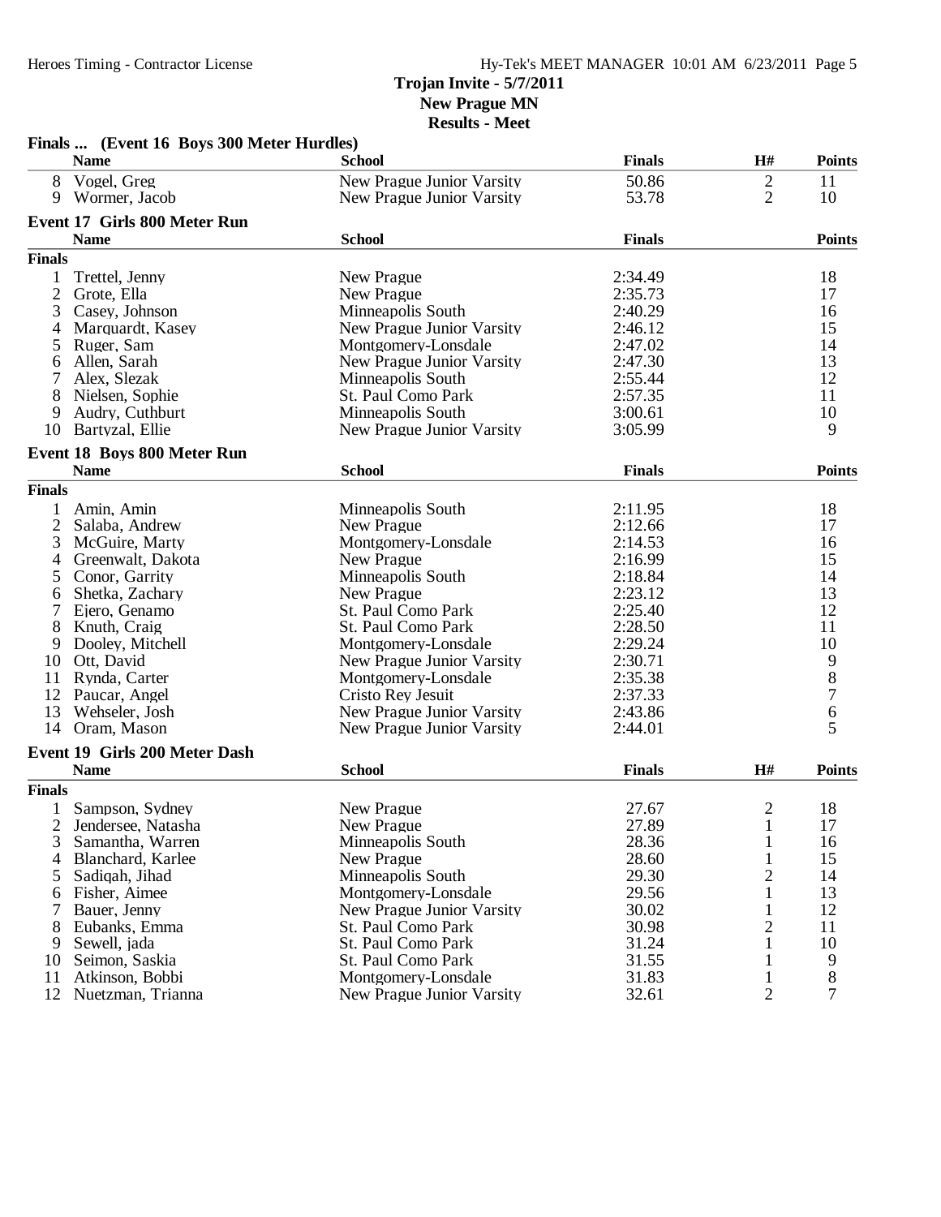Trojan Invite - 5/7/2011
New Prague MN
Results - Meet

### Finals ... (Event 16 Boys 300 Meter Hurdles)

| | Name | School | Finals | H# | Points |
|---|---|---|---|---|---|
| 8 | Vogel, Greg | New Prague Junior Varsity | 50.86 | 2 | 11 |
| 9 | Wormer, Jacob | New Prague Junior Varsity | 53.78 | 2 | 10 |

### Event 17 Girls 800 Meter Run

| | Name | School | Finals | Points |
|---|---|---|---|---|
| **Finals** | | | | |
| 1 | Trettel, Jenny | New Prague | 2:34.49 | 18 |
| 2 | Grote, Ella | New Prague | 2:35.73 | 17 |
| 3 | Casey, Johnson | Minneapolis South | 2:40.29 | 16 |
| 4 | Marquardt, Kasey | New Prague Junior Varsity | 2:46.12 | 15 |
| 5 | Ruger, Sam | Montgomery-Lonsdale | 2:47.02 | 14 |
| 6 | Allen, Sarah | New Prague Junior Varsity | 2:47.30 | 13 |
| 7 | Alex, Slezak | Minneapolis South | 2:55.44 | 12 |
| 8 | Nielsen, Sophie | St. Paul Como Park | 2:57.35 | 11 |
| 9 | Audry, Cuthburt | Minneapolis South | 3:00.61 | 10 |
| 10 | Bartyzal, Ellie | New Prague Junior Varsity | 3:05.99 | 9 |

### Event 18 Boys 800 Meter Run

| | Name | School | Finals | Points |
|---|---|---|---|---|
| **Finals** | | | | |
| 1 | Amin, Amin | Minneapolis South | 2:11.95 | 18 |
| 2 | Salaba, Andrew | New Prague | 2:12.66 | 17 |
| 3 | McGuire, Marty | Montgomery-Lonsdale | 2:14.53 | 16 |
| 4 | Greenwalt, Dakota | New Prague | 2:16.99 | 15 |
| 5 | Conor, Garrity | Minneapolis South | 2:18.84 | 14 |
| 6 | Shetka, Zachary | New Prague | 2:23.12 | 13 |
| 7 | Ejero, Genamo | St. Paul Como Park | 2:25.40 | 12 |
| 8 | Knuth, Craig | St. Paul Como Park | 2:28.50 | 11 |
| 9 | Dooley, Mitchell | Montgomery-Lonsdale | 2:29.24 | 10 |
| 10 | Ott, David | New Prague Junior Varsity | 2:30.71 | 9 |
| 11 | Rynda, Carter | Montgomery-Lonsdale | 2:35.38 | 8 |
| 12 | Paucar, Angel | Cristo Rey Jesuit | 2:37.33 | 7 |
| 13 | Wehseler, Josh | New Prague Junior Varsity | 2:43.86 | 6 |
| 14 | Oram, Mason | New Prague Junior Varsity | 2:44.01 | 5 |

### Event 19 Girls 200 Meter Dash

| | Name | School | Finals | H# | Points |
|---|---|---|---|---|---|
| **Finals** | | | | | |
| 1 | Sampson, Sydney | New Prague | 27.67 | 2 | 18 |
| 2 | Jendersee, Natasha | New Prague | 27.89 | 1 | 17 |
| 3 | Samantha, Warren | Minneapolis South | 28.36 | 1 | 16 |
| 4 | Blanchard, Karlee | New Prague | 28.60 | 1 | 15 |
| 5 | Sadiqah, Jihad | Minneapolis South | 29.30 | 2 | 14 |
| 6 | Fisher, Aimee | Montgomery-Lonsdale | 29.56 | 1 | 13 |
| 7 | Bauer, Jenny | New Prague Junior Varsity | 30.02 | 1 | 12 |
| 8 | Eubanks, Emma | St. Paul Como Park | 30.98 | 2 | 11 |
| 9 | Sewell, jada | St. Paul Como Park | 31.24 | 1 | 10 |
| 10 | Seimon, Saskia | St. Paul Como Park | 31.55 | 1 | 9 |
| 11 | Atkinson, Bobbi | Montgomery-Lonsdale | 31.83 | 1 | 8 |
| 12 | Nuetzman, Trianna | New Prague Junior Varsity | 32.61 | 2 | 7 |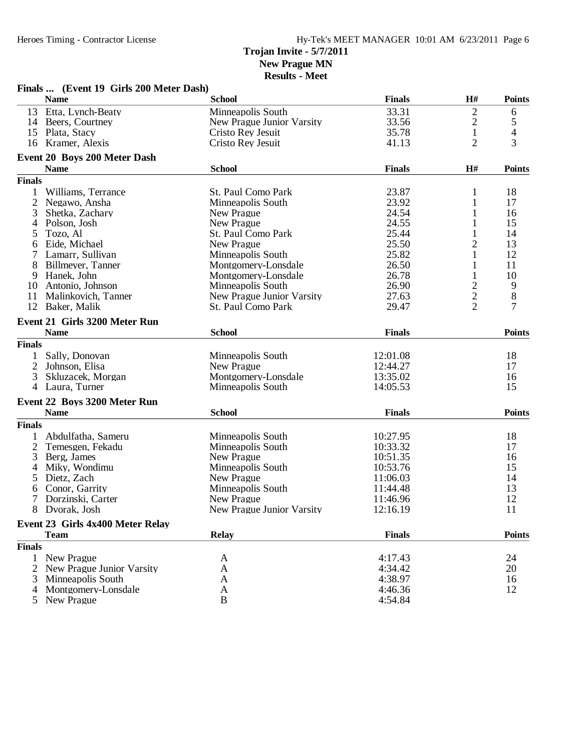# Trojan Invite - 5/7/2011
## New Prague MN
## Results - Meet

### Finals ... (Event 19 Girls 200 Meter Dash)

| | Name | School | Finals | H# | Points |
|---|---|---|---|---|---|
| 13 | Etta, Lynch-Beaty | Minneapolis South | 33.31 | 2 | 6 |
| 14 | Beers, Courtney | New Prague Junior Varsity | 33.56 | 2 | 5 |
| 15 | Plata, Stacy | Cristo Rey Jesuit | 35.78 | 1 | 4 |
| 16 | Kramer, Alexis | Cristo Rey Jesuit | 41.13 | 2 | 3 |

### Event 20 Boys 200 Meter Dash

| | Name | School | Finals | H# | Points |
|---|---|---|---|---|---|
| **Finals** | | | | | |
| 1 | Williams, Terrance | St. Paul Como Park | 23.87 | 1 | 18 |
| 2 | Negawo, Ansha | Minneapolis South | 23.92 | 1 | 17 |
| 3 | Shetka, Zachary | New Prague | 24.54 | 1 | 16 |
| 4 | Polson, Josh | New Prague | 24.55 | 1 | 15 |
| 5 | Tozo, Al | St. Paul Como Park | 25.44 | 1 | 14 |
| 6 | Eide, Michael | New Prague | 25.50 | 2 | 13 |
| 7 | Lamarr, Sullivan | Minneapolis South | 25.82 | 1 | 12 |
| 8 | Billmeyer, Tanner | Montgomery-Lonsdale | 26.50 | 1 | 11 |
| 9 | Hanek, John | Montgomery-Lonsdale | 26.78 | 1 | 10 |
| 10 | Antonio, Johnson | Minneapolis South | 26.90 | 2 | 9 |
| 11 | Malinkovich, Tanner | New Prague Junior Varsity | 27.63 | 2 | 8 |
| 12 | Baker, Malik | St. Paul Como Park | 29.47 | 2 | 7 |

### Event 21 Girls 3200 Meter Run

| | Name | School | Finals | Points |
|---|---|---|---|---|
| **Finals** | | | | |
| 1 | Sally, Donovan | Minneapolis South | 12:01.08 | 18 |
| 2 | Johnson, Elisa | New Prague | 12:44.27 | 17 |
| 3 | Skluzacek, Morgan | Montgomery-Lonsdale | 13:35.02 | 16 |
| 4 | Laura, Turner | Minneapolis South | 14:05.53 | 15 |

### Event 22 Boys 3200 Meter Run

| | Name | School | Finals | Points |
|---|---|---|---|---|
| **Finals** | | | | |
| 1 | Abdulfatha, Sameru | Minneapolis South | 10:27.95 | 18 |
| 2 | Temesgen, Fekadu | Minneapolis South | 10:33.32 | 17 |
| 3 | Berg, James | New Prague | 10:51.35 | 16 |
| 4 | Miky, Wondimu | Minneapolis South | 10:53.76 | 15 |
| 5 | Dietz, Zach | New Prague | 11:06.03 | 14 |
| 6 | Conor, Garrity | Minneapolis South | 11:44.48 | 13 |
| 7 | Dorzinski, Carter | New Prague | 11:46.96 | 12 |
| 8 | Dvorak, Josh | New Prague Junior Varsity | 12:16.19 | 11 |

### Event 23 Girls 4x400 Meter Relay

| | Team | Relay | Finals | Points |
|---|---|---|---|---|
| **Finals** | | | | |
| 1 | New Prague | A | 4:17.43 | 24 |
| 2 | New Prague Junior Varsity | A | 4:34.42 | 20 |
| 3 | Minneapolis South | A | 4:38.97 | 16 |
| 4 | Montgomery-Lonsdale | A | 4:46.36 | 12 |
| 5 | New Prague | B | 4:54.84 | |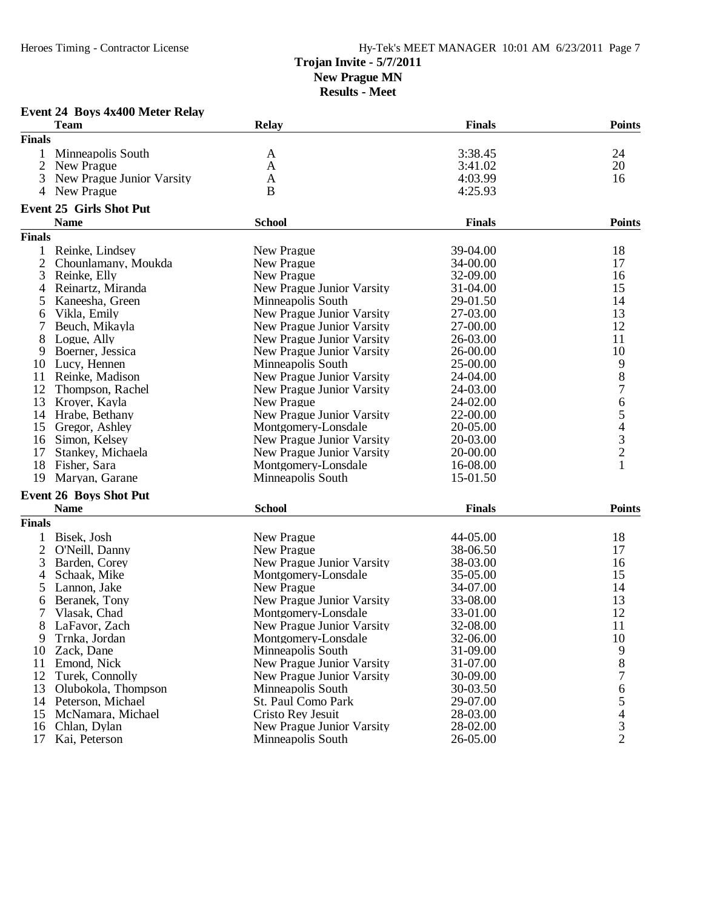## Trojan Invite - 5/7/2011
## New Prague MN
## Results - Meet

### Event 24 Boys 4x400 Meter Relay

| | Team | Relay | Finals | Points |
|---|---|---|---|---|
| **Finals** | | | | |
| 1 | Minneapolis South | A | 3:38.45 | 24 |
| 2 | New Prague | A | 3:41.02 | 20 |
| 3 | New Prague Junior Varsity | A | 4:03.99 | 16 |
| 4 | New Prague | B | 4:25.93 | |

### Event 25 Girls Shot Put

| | Name | School | Finals | Points |
|---|---|---|---|---|
| **Finals** | | | | |
| 1 | Reinke, Lindsey | New Prague | 39-04.00 | 18 |
| 2 | Chounlamany, Moukda | New Prague | 34-00.00 | 17 |
| 3 | Reinke, Elly | New Prague | 32-09.00 | 16 |
| 4 | Reinartz, Miranda | New Prague Junior Varsity | 31-04.00 | 15 |
| 5 | Kaneesha, Green | Minneapolis South | 29-01.50 | 14 |
| 6 | Vikla, Emily | New Prague Junior Varsity | 27-03.00 | 13 |
| 7 | Beuch, Mikayla | New Prague Junior Varsity | 27-00.00 | 12 |
| 8 | Logue, Ally | New Prague Junior Varsity | 26-03.00 | 11 |
| 9 | Boerner, Jessica | New Prague Junior Varsity | 26-00.00 | 10 |
| 10 | Lucy, Hennen | Minneapolis South | 25-00.00 | 9 |
| 11 | Reinke, Madison | New Prague Junior Varsity | 24-04.00 | 8 |
| 12 | Thompson, Rachel | New Prague Junior Varsity | 24-03.00 | 7 |
| 13 | Kroyer, Kayla | New Prague | 24-02.00 | 6 |
| 14 | Hrabe, Bethany | New Prague Junior Varsity | 22-00.00 | 5 |
| 15 | Gregor, Ashley | Montgomery-Lonsdale | 20-05.00 | 4 |
| 16 | Simon, Kelsey | New Prague Junior Varsity | 20-03.00 | 3 |
| 17 | Stankey, Michaela | New Prague Junior Varsity | 20-00.00 | 2 |
| 18 | Fisher, Sara | Montgomery-Lonsdale | 16-08.00 | 1 |
| 19 | Maryan, Garane | Minneapolis South | 15-01.50 | |

### Event 26 Boys Shot Put

| | Name | School | Finals | Points |
|---|---|---|---|---|
| **Finals** | | | | |
| 1 | Bisek, Josh | New Prague | 44-05.00 | 18 |
| 2 | O'Neill, Danny | New Prague | 38-06.50 | 17 |
| 3 | Barden, Corey | New Prague Junior Varsity | 38-03.00 | 16 |
| 4 | Schaak, Mike | Montgomery-Lonsdale | 35-05.00 | 15 |
| 5 | Lannon, Jake | New Prague | 34-07.00 | 14 |
| 6 | Beranek, Tony | New Prague Junior Varsity | 33-08.00 | 13 |
| 7 | Vlasak, Chad | Montgomery-Lonsdale | 33-01.00 | 12 |
| 8 | LaFavor, Zach | New Prague Junior Varsity | 32-08.00 | 11 |
| 9 | Trnka, Jordan | Montgomery-Lonsdale | 32-06.00 | 10 |
| 10 | Zack, Dane | Minneapolis South | 31-09.00 | 9 |
| 11 | Emond, Nick | New Prague Junior Varsity | 31-07.00 | 8 |
| 12 | Turek, Connolly | New Prague Junior Varsity | 30-09.00 | 7 |
| 13 | Olubokola, Thompson | Minneapolis South | 30-03.50 | 6 |
| 14 | Peterson, Michael | St. Paul Como Park | 29-07.00 | 5 |
| 15 | McNamara, Michael | Cristo Rey Jesuit | 28-03.00 | 4 |
| 16 | Chlan, Dylan | New Prague Junior Varsity | 28-02.00 | 3 |
| 17 | Kai, Peterson | Minneapolis South | 26-05.00 | 2 |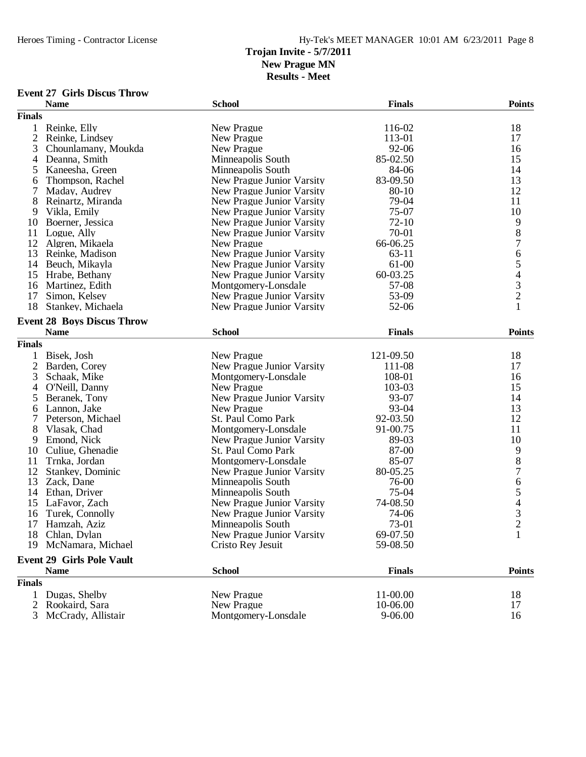# Trojan Invite - 5/7/2011
## New Prague MN
## Results - Meet

### Event 27 Girls Discus Throw

| | Name | School | Finals | Points |
|---|---|---|---|---|
| **Finals** | | | | |
| 1 | Reinke, Elly | New Prague | 116-02 | 18 |
| 2 | Reinke, Lindsey | New Prague | 113-01 | 17 |
| 3 | Chounlamany, Moukda | New Prague | 92-06 | 16 |
| 4 | Deanna, Smith | Minneapolis South | 85-02.50 | 15 |
| 5 | Kaneesha, Green | Minneapolis South | 84-06 | 14 |
| 6 | Thompson, Rachel | New Prague Junior Varsity | 83-09.50 | 13 |
| 7 | Maday, Audrey | New Prague Junior Varsity | 80-10 | 12 |
| 8 | Reinartz, Miranda | New Prague Junior Varsity | 79-04 | 11 |
| 9 | Vikla, Emily | New Prague Junior Varsity | 75-07 | 10 |
| 10 | Boerner, Jessica | New Prague Junior Varsity | 72-10 | 9 |
| 11 | Logue, Ally | New Prague Junior Varsity | 70-01 | 8 |
| 12 | Algren, Mikaela | New Prague | 66-06.25 | 7 |
| 13 | Reinke, Madison | New Prague Junior Varsity | 63-11 | 6 |
| 14 | Beuch, Mikayla | New Prague Junior Varsity | 61-00 | 5 |
| 15 | Hrabe, Bethany | New Prague Junior Varsity | 60-03.25 | 4 |
| 16 | Martinez, Edith | Montgomery-Lonsdale | 57-08 | 3 |
| 17 | Simon, Kelsey | New Prague Junior Varsity | 53-09 | 2 |
| 18 | Stankey, Michaela | New Prague Junior Varsity | 52-06 | 1 |

### Event 28 Boys Discus Throw

| | Name | School | Finals | Points |
|---|---|---|---|---|
| **Finals** | | | | |
| 1 | Bisek, Josh | New Prague | 121-09.50 | 18 |
| 2 | Barden, Corey | New Prague Junior Varsity | 111-08 | 17 |
| 3 | Schaak, Mike | Montgomery-Lonsdale | 108-01 | 16 |
| 4 | O'Neill, Danny | New Prague | 103-03 | 15 |
| 5 | Beranek, Tony | New Prague Junior Varsity | 93-07 | 14 |
| 6 | Lannon, Jake | New Prague | 93-04 | 13 |
| 7 | Peterson, Michael | St. Paul Como Park | 92-03.50 | 12 |
| 8 | Vlasak, Chad | Montgomery-Lonsdale | 91-00.75 | 11 |
| 9 | Emond, Nick | New Prague Junior Varsity | 89-03 | 10 |
| 10 | Culiue, Ghenadie | St. Paul Como Park | 87-00 | 9 |
| 11 | Trnka, Jordan | Montgomery-Lonsdale | 85-07 | 8 |
| 12 | Stankey, Dominic | New Prague Junior Varsity | 80-05.25 | 7 |
| 13 | Zack, Dane | Minneapolis South | 76-00 | 6 |
| 14 | Ethan, Driver | Minneapolis South | 75-04 | 5 |
| 15 | LaFavor, Zach | New Prague Junior Varsity | 74-08.50 | 4 |
| 16 | Turek, Connolly | New Prague Junior Varsity | 74-06 | 3 |
| 17 | Hamzah, Aziz | Minneapolis South | 73-01 | 2 |
| 18 | Chlan, Dylan | New Prague Junior Varsity | 69-07.50 | 1 |
| 19 | McNamara, Michael | Cristo Rey Jesuit | 59-08.50 | |

### Event 29 Girls Pole Vault

| | Name | School | Finals | Points |
|---|---|---|---|---|
| **Finals** | | | | |
| 1 | Dugas, Shelby | New Prague | 11-00.00 | 18 |
| 2 | Rookaird, Sara | New Prague | 10-06.00 | 17 |
| 3 | McCrady, Allistair | Montgomery-Lonsdale | 9-06.00 | 16 |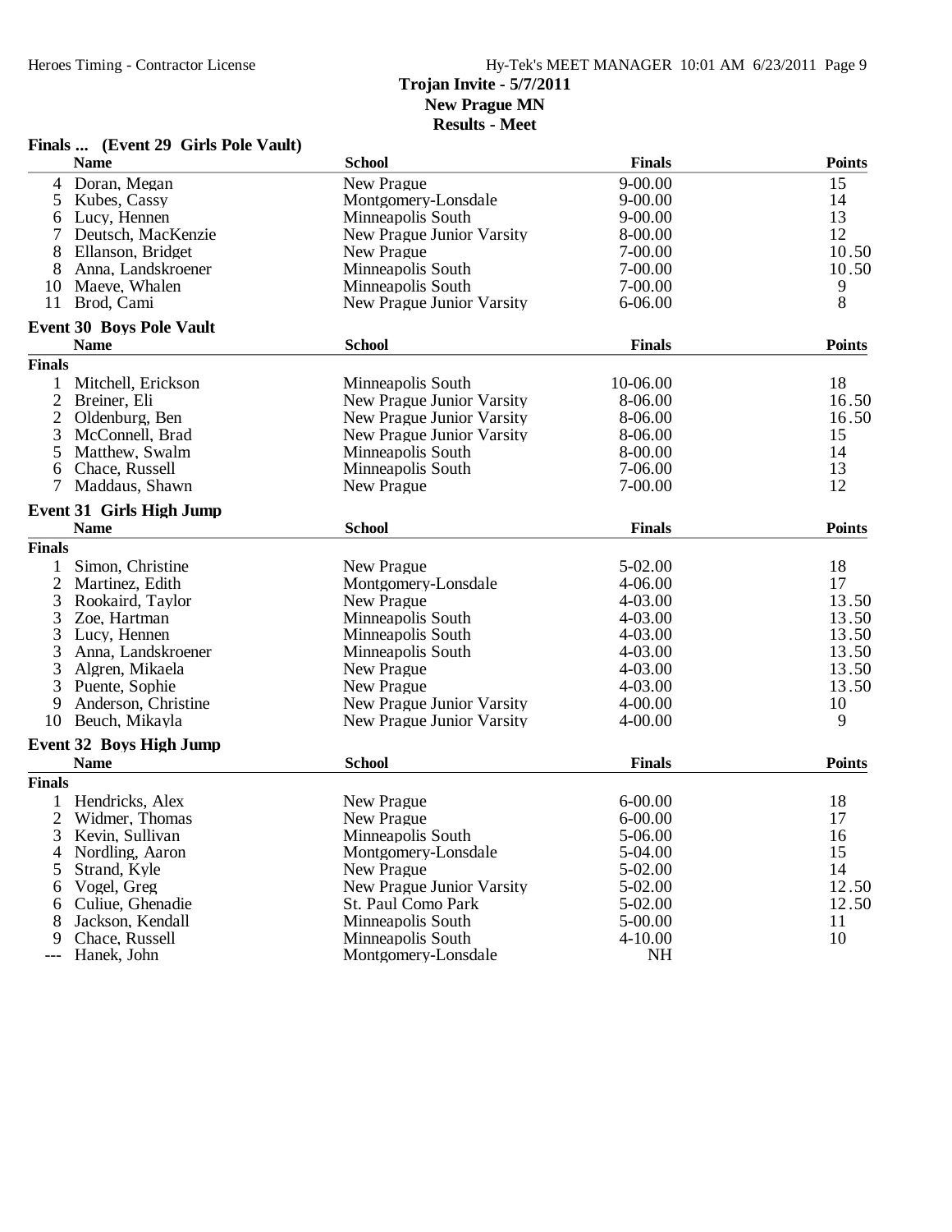# Trojan Invite - 5/7/2011
## New Prague MN
## Results - Meet

### Finals ... (Event 29 Girls Pole Vault)

| | Name | School | Finals | Points |
|---|---|---|---|---|
| 4 | Doran, Megan | New Prague | 9-00.00 | 15 |
| 5 | Kubes, Cassy | Montgomery-Lonsdale | 9-00.00 | 14 |
| 6 | Lucy, Hennen | Minneapolis South | 9-00.00 | 13 |
| 7 | Deutsch, MacKenzie | New Prague Junior Varsity | 8-00.00 | 12 |
| 8 | Ellanson, Bridget | New Prague | 7-00.00 | 10.50 |
| 8 | Anna, Landskroener | Minneapolis South | 7-00.00 | 10.50 |
| 10 | Maeve, Whalen | Minneapolis South | 7-00.00 | 9 |
| 11 | Brod, Cami | New Prague Junior Varsity | 6-06.00 | 8 |

### Event 30 Boys Pole Vault

| | Name | School | Finals | Points |
|---|---|---|---|---|
| **Finals** | | | | |
| 1 | Mitchell, Erickson | Minneapolis South | 10-06.00 | 18 |
| 2 | Breiner, Eli | New Prague Junior Varsity | 8-06.00 | 16.50 |
| 2 | Oldenburg, Ben | New Prague Junior Varsity | 8-06.00 | 16.50 |
| 3 | McConnell, Brad | New Prague Junior Varsity | 8-06.00 | 15 |
| 5 | Matthew, Swalm | Minneapolis South | 8-00.00 | 14 |
| 6 | Chace, Russell | Minneapolis South | 7-06.00 | 13 |
| 7 | Maddaus, Shawn | New Prague | 7-00.00 | 12 |

### Event 31 Girls High Jump

| | Name | School | Finals | Points |
|---|---|---|---|---|
| **Finals** | | | | |
| 1 | Simon, Christine | New Prague | 5-02.00 | 18 |
| 2 | Martinez, Edith | Montgomery-Lonsdale | 4-06.00 | 17 |
| 3 | Rookaird, Taylor | New Prague | 4-03.00 | 13.50 |
| 3 | Zoe, Hartman | Minneapolis South | 4-03.00 | 13.50 |
| 3 | Lucy, Hennen | Minneapolis South | 4-03.00 | 13.50 |
| 3 | Anna, Landskroener | Minneapolis South | 4-03.00 | 13.50 |
| 3 | Algren, Mikaela | New Prague | 4-03.00 | 13.50 |
| 3 | Puente, Sophie | New Prague | 4-03.00 | 13.50 |
| 9 | Anderson, Christine | New Prague Junior Varsity | 4-00.00 | 10 |
| 10 | Beuch, Mikayla | New Prague Junior Varsity | 4-00.00 | 9 |

### Event 32 Boys High Jump

| | Name | School | Finals | Points |
|---|---|---|---|---|
| **Finals** | | | | |
| 1 | Hendricks, Alex | New Prague | 6-00.00 | 18 |
| 2 | Widmer, Thomas | New Prague | 6-00.00 | 17 |
| 3 | Kevin, Sullivan | Minneapolis South | 5-06.00 | 16 |
| 4 | Nordling, Aaron | Montgomery-Lonsdale | 5-04.00 | 15 |
| 5 | Strand, Kyle | New Prague | 5-02.00 | 14 |
| 6 | Vogel, Greg | New Prague Junior Varsity | 5-02.00 | 12.50 |
| 6 | Culiue, Ghenadie | St. Paul Como Park | 5-02.00 | 12.50 |
| 8 | Jackson, Kendall | Minneapolis South | 5-00.00 | 11 |
| 9 | Chace, Russell | Minneapolis South | 4-10.00 | 10 |
| --- | Hanek, John | Montgomery-Lonsdale | NH | |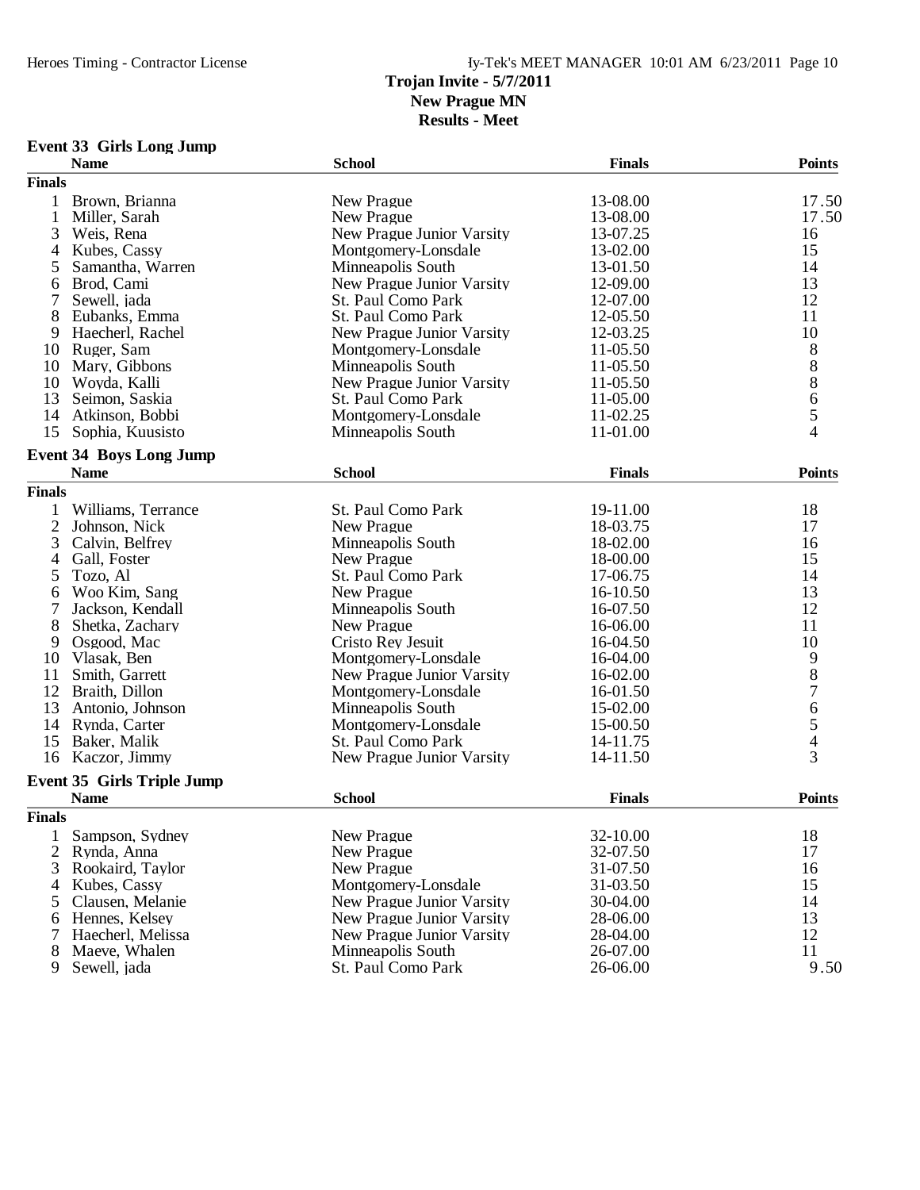# Trojan Invite - 5/7/2011
## New Prague MN
## Results - Meet

### Event 33 Girls Long Jump

| | Name | School | Finals | Points |
|---|---|---|---|---|
| **Finals** | | | | |
| 1 | Brown, Brianna | New Prague | 13-08.00 | 17.50 |
| 1 | Miller, Sarah | New Prague | 13-08.00 | 17.50 |
| 3 | Weis, Rena | New Prague Junior Varsity | 13-07.25 | 16 |
| 4 | Kubes, Cassy | Montgomery-Lonsdale | 13-02.00 | 15 |
| 5 | Samantha, Warren | Minneapolis South | 13-01.50 | 14 |
| 6 | Brod, Cami | New Prague Junior Varsity | 12-09.00 | 13 |
| 7 | Sewell, jada | St. Paul Como Park | 12-07.00 | 12 |
| 8 | Eubanks, Emma | St. Paul Como Park | 12-05.50 | 11 |
| 9 | Haecherl, Rachel | New Prague Junior Varsity | 12-03.25 | 10 |
| 10 | Ruger, Sam | Montgomery-Lonsdale | 11-05.50 | 8 |
| 10 | Mary, Gibbons | Minneapolis South | 11-05.50 | 8 |
| 10 | Woyda, Kalli | New Prague Junior Varsity | 11-05.50 | 8 |
| 13 | Seimon, Saskia | St. Paul Como Park | 11-05.00 | 6 |
| 14 | Atkinson, Bobbi | Montgomery-Lonsdale | 11-02.25 | 5 |
| 15 | Sophia, Kuusisto | Minneapolis South | 11-01.00 | 4 |

### Event 34 Boys Long Jump

| | Name | School | Finals | Points |
|---|---|---|---|---|
| **Finals** | | | | |
| 1 | Williams, Terrance | St. Paul Como Park | 19-11.00 | 18 |
| 2 | Johnson, Nick | New Prague | 18-03.75 | 17 |
| 3 | Calvin, Belfrey | Minneapolis South | 18-02.00 | 16 |
| 4 | Gall, Foster | New Prague | 18-00.00 | 15 |
| 5 | Tozo, Al | St. Paul Como Park | 17-06.75 | 14 |
| 6 | Woo Kim, Sang | New Prague | 16-10.50 | 13 |
| 7 | Jackson, Kendall | Minneapolis South | 16-07.50 | 12 |
| 8 | Shetka, Zachary | New Prague | 16-06.00 | 11 |
| 9 | Osgood, Mac | Cristo Rey Jesuit | 16-04.50 | 10 |
| 10 | Vlasak, Ben | Montgomery-Lonsdale | 16-04.00 | 9 |
| 11 | Smith, Garrett | New Prague Junior Varsity | 16-02.00 | 8 |
| 12 | Braith, Dillon | Montgomery-Lonsdale | 16-01.50 | 7 |
| 13 | Antonio, Johnson | Minneapolis South | 15-02.00 | 6 |
| 14 | Rynda, Carter | Montgomery-Lonsdale | 15-00.50 | 5 |
| 15 | Baker, Malik | St. Paul Como Park | 14-11.75 | 4 |
| 16 | Kaczor, Jimmy | New Prague Junior Varsity | 14-11.50 | 3 |

### Event 35 Girls Triple Jump

| | Name | School | Finals | Points |
|---|---|---|---|---|
| **Finals** | | | | |
| 1 | Sampson, Sydney | New Prague | 32-10.00 | 18 |
| 2 | Rynda, Anna | New Prague | 32-07.50 | 17 |
| 3 | Rookaird, Taylor | New Prague | 31-07.50 | 16 |
| 4 | Kubes, Cassy | Montgomery-Lonsdale | 31-03.50 | 15 |
| 5 | Clausen, Melanie | New Prague Junior Varsity | 30-04.00 | 14 |
| 6 | Hennes, Kelsey | New Prague Junior Varsity | 28-06.00 | 13 |
| 7 | Haecherl, Melissa | New Prague Junior Varsity | 28-04.00 | 12 |
| 8 | Maeve, Whalen | Minneapolis South | 26-07.00 | 11 |
| 9 | Sewell, jada | St. Paul Como Park | 26-06.00 | 9.50 |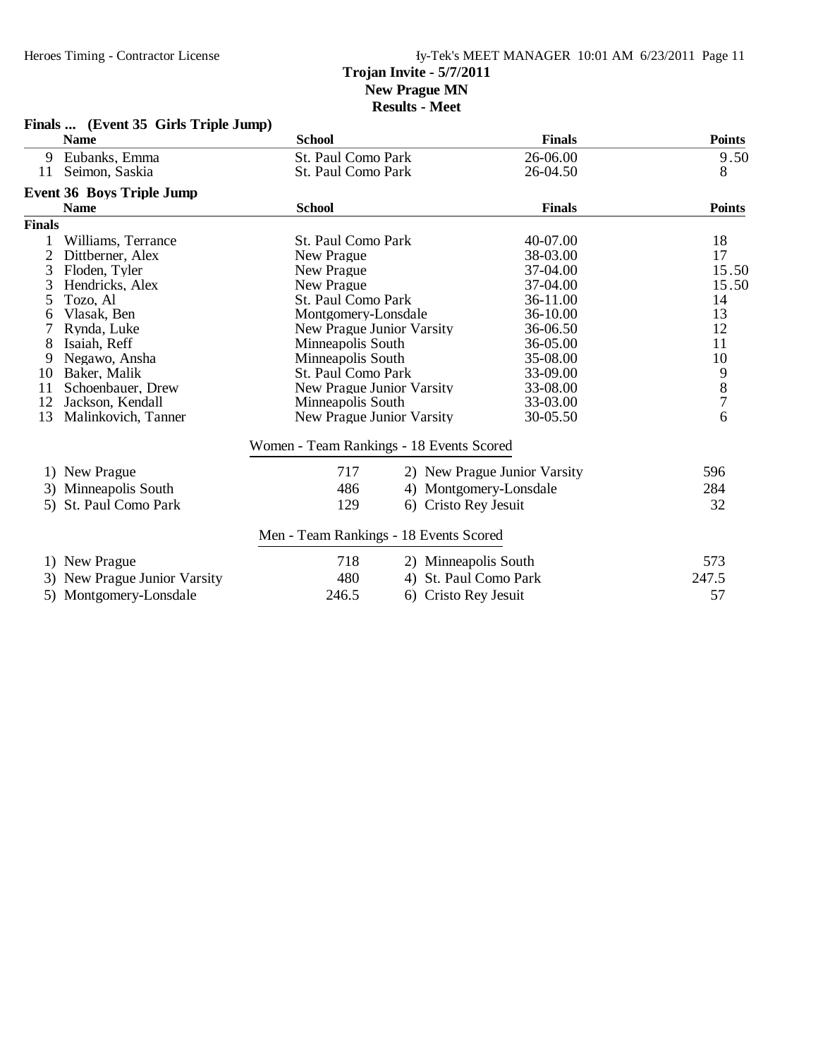**Trojan Invite - 5/7/2011**
**New Prague MN**
**Results - Meet**

### Finals ... (Event 35 Girls Triple Jump)

| | Name | School | Finals | Points |
|---|---|---|---|---|
| 9 | Eubanks, Emma | St. Paul Como Park | 26-06.00 | 9.50 |
| 11 | Seimon, Saskia | St. Paul Como Park | 26-04.50 | 8 |

### Event 36 Boys Triple Jump

**Finals**

| | Name | School | Finals | Points |
|---|---|---|---|---|
| 1 | Williams, Terrance | St. Paul Como Park | 40-07.00 | 18 |
| 2 | Dittberner, Alex | New Prague | 38-03.00 | 17 |
| 3 | Floden, Tyler | New Prague | 37-04.00 | 15.50 |
| 3 | Hendricks, Alex | New Prague | 37-04.00 | 15.50 |
| 5 | Tozo, Al | St. Paul Como Park | 36-11.00 | 14 |
| 6 | Vlasak, Ben | Montgomery-Lonsdale | 36-10.00 | 13 |
| 7 | Rynda, Luke | New Prague Junior Varsity | 36-06.50 | 12 |
| 8 | Isaiah, Reff | Minneapolis South | 36-05.00 | 11 |
| 9 | Negawo, Ansha | Minneapolis South | 35-08.00 | 10 |
| 10 | Baker, Malik | St. Paul Como Park | 33-09.00 | 9 |
| 11 | Schoenbauer, Drew | New Prague Junior Varsity | 33-08.00 | 8 |
| 12 | Jackson, Kendall | Minneapolis South | 33-03.00 | 7 |
| 13 | Malinkovich, Tanner | New Prague Junior Varsity | 30-05.50 | 6 |

### Women - Team Rankings - 18 Events Scored

| | | | |
|---|---|---|---|
| 1) New Prague | 717 | 2) New Prague Junior Varsity | 596 |
| 3) Minneapolis South | 486 | 4) Montgomery-Lonsdale | 284 |
| 5) St. Paul Como Park | 129 | 6) Cristo Rey Jesuit | 32 |

### Men - Team Rankings - 18 Events Scored

| | | | |
|---|---|---|---|
| 1) New Prague | 718 | 2) Minneapolis South | 573 |
| 3) New Prague Junior Varsity | 480 | 4) St. Paul Como Park | 247.5 |
| 5) Montgomery-Lonsdale | 246.5 | 6) Cristo Rey Jesuit | 57 |